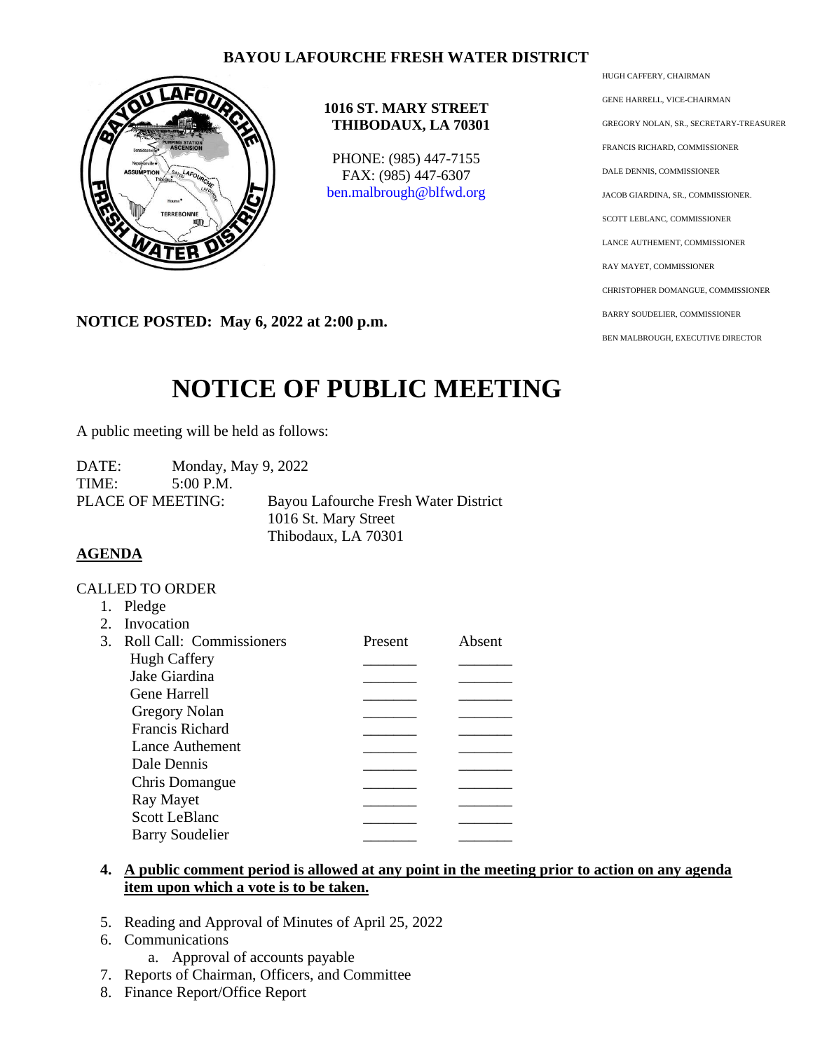**BAYOU LAFOURCHE FRESH WATER DISTRICT**

**1016 ST. MARY STREET**
**THIBODAUX, LA 70301**

PHONE: (985) 447-7155
FAX: (985) 447-6307
ben.malbrough@blfwd.org

HUGH CAFFERY, CHAIRMAN
GENE HARRELL, VICE-CHAIRMAN
GREGORY NOLAN, SR., SECRETARY-TREASURER
FRANCIS RICHARD, COMMISSIONER
DALE DENNIS, COMMISSIONER
JACOB GIARDINA, SR., COMMISSIONER.
SCOTT LEBLANC, COMMISSIONER
LANCE AUTHEMENT, COMMISSIONER
RAY MAYET, COMMISSIONER
CHRISTOPHER DOMANGUE, COMMISSIONER
BARRY SOUDELIER, COMMISSIONER
BEN MALBROUGH, EXECUTIVE DIRECTOR

**NOTICE POSTED: May 6, 2022 at 2:00 p.m.**

# NOTICE OF PUBLIC MEETING

A public meeting will be held as follows:

DATE: Monday, May 9, 2022
TIME: 5:00 P.M.
PLACE OF MEETING: Bayou Lafourche Fresh Water District
1016 St. Mary Street
Thibodaux, LA 70301

**AGENDA**

CALLED TO ORDER

1. Pledge
2. Invocation
3. Roll Call: Commissioners

| Commissioners | Present | Absent |
|---|---|---|
| Hugh Caffery | _______ | _______ |
| Jake Giardina | _______ | _______ |
| Gene Harrell | _______ | _______ |
| Gregory Nolan | _______ | _______ |
| Francis Richard | _______ | _______ |
| Lance Authement | _______ | _______ |
| Dale Dennis | _______ | _______ |
| Chris Domangue | _______ | _______ |
| Ray Mayet | _______ | _______ |
| Scott LeBlanc | _______ | _______ |
| Barry Soudelier | _______ | _______ |

4. **A public comment period is allowed at any point in the meeting prior to action on any agenda item upon which a vote is to be taken.**
5. Reading and Approval of Minutes of April 25, 2022
6. Communications
   a. Approval of accounts payable
7. Reports of Chairman, Officers, and Committee
8. Finance Report/Office Report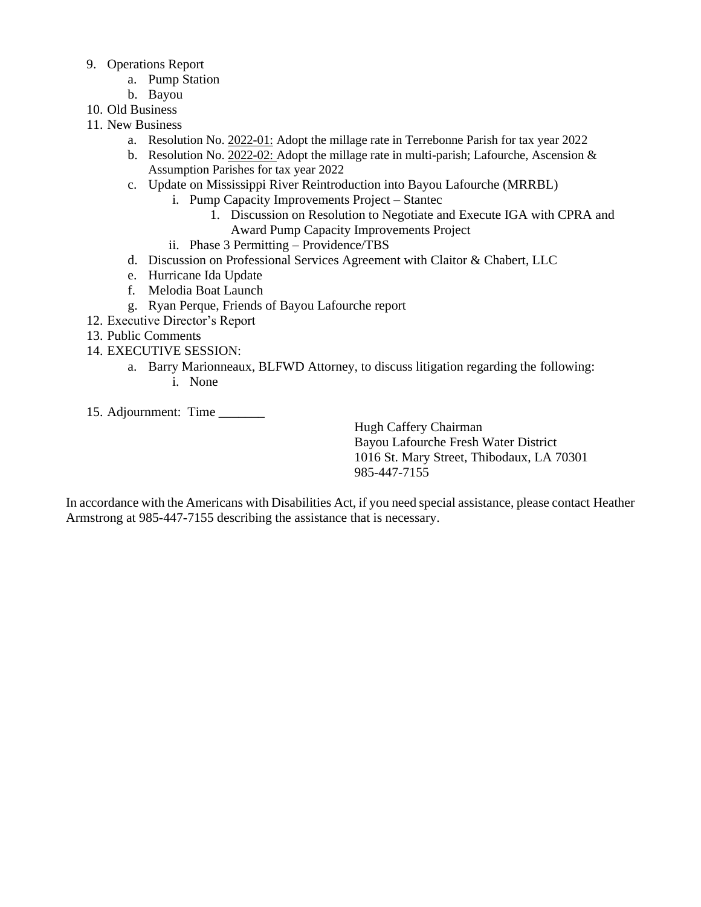9. Operations Report
    a. Pump Station
    b. Bayou
10. Old Business
11. New Business
    a. Resolution No. 2022-01: Adopt the millage rate in Terrebonne Parish for tax year 2022
    b. Resolution No. 2022-02: Adopt the millage rate in multi-parish; Lafourche, Ascension & Assumption Parishes for tax year 2022
    c. Update on Mississippi River Reintroduction into Bayou Lafourche (MRRBL)
        i. Pump Capacity Improvements Project – Stantec
            1. Discussion on Resolution to Negotiate and Execute IGA with CPRA and Award Pump Capacity Improvements Project
        ii. Phase 3 Permitting – Providence/TBS
    d. Discussion on Professional Services Agreement with Claitor & Chabert, LLC
    e. Hurricane Ida Update
    f. Melodia Boat Launch
    g. Ryan Perque, Friends of Bayou Lafourche report
12. Executive Director's Report
13. Public Comments
14. EXECUTIVE SESSION:
    a. Barry Marionneaux, BLFWD Attorney, to discuss litigation regarding the following:
        i. None
15. Adjournment: Time _______

Hugh Caffery Chairman
Bayou Lafourche Fresh Water District
1016 St. Mary Street, Thibodaux, LA 70301
985-447-7155

In accordance with the Americans with Disabilities Act, if you need special assistance, please contact Heather Armstrong at 985-447-7155 describing the assistance that is necessary.